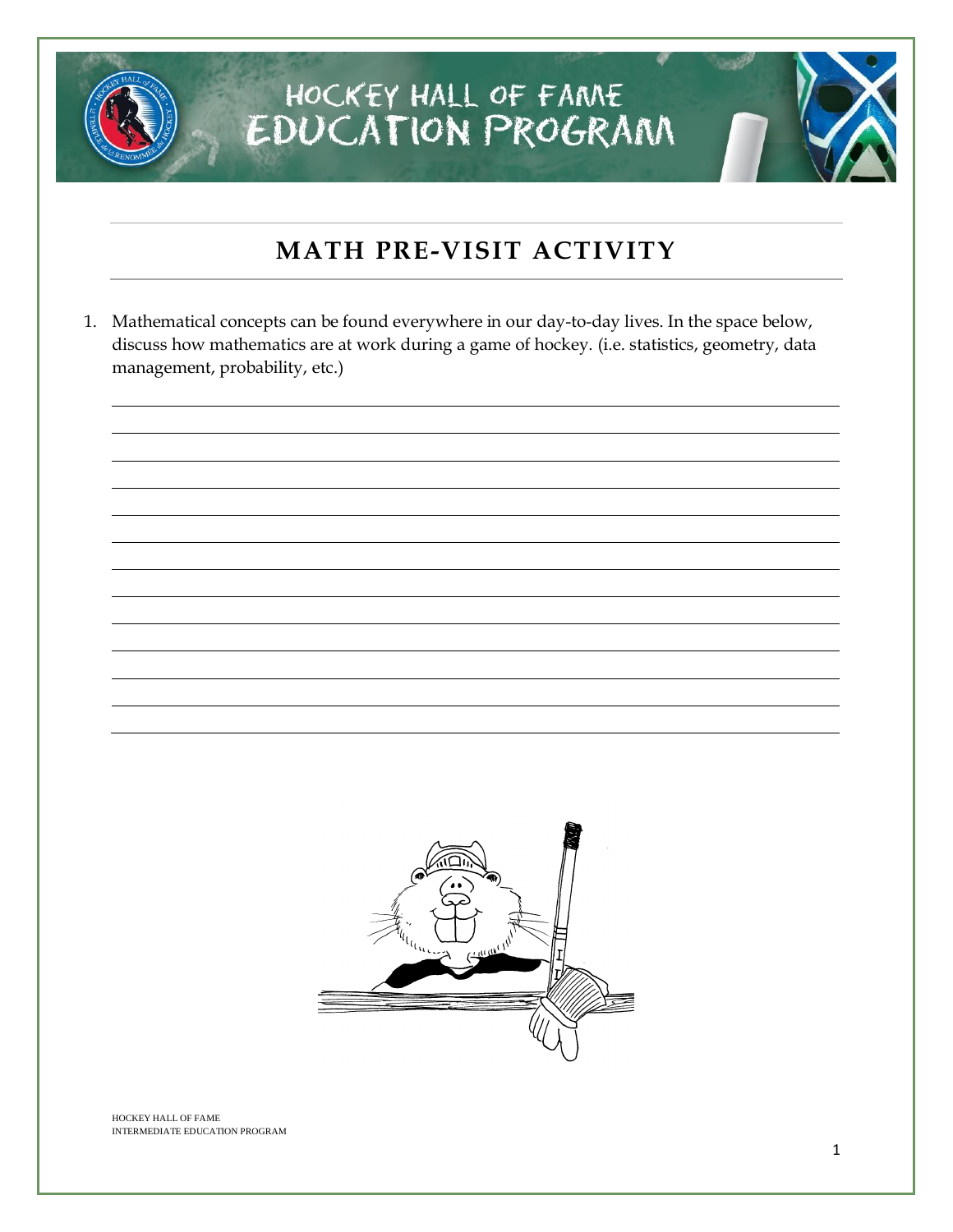# HOCKEY HALL OF FAME EDUCATION PROGRAM

## MATH PRE-VISIT ACTIVITY

1. Mathematical concepts can be found everywhere in our day-to-day lives. In the space below, discuss how mathematics are at work during a game of hockey. (i.e. statistics, geometry, data management, probability, etc.)

HOCKEY HALL OF FAME
INTERMEDIATE EDUCATION PROGRAM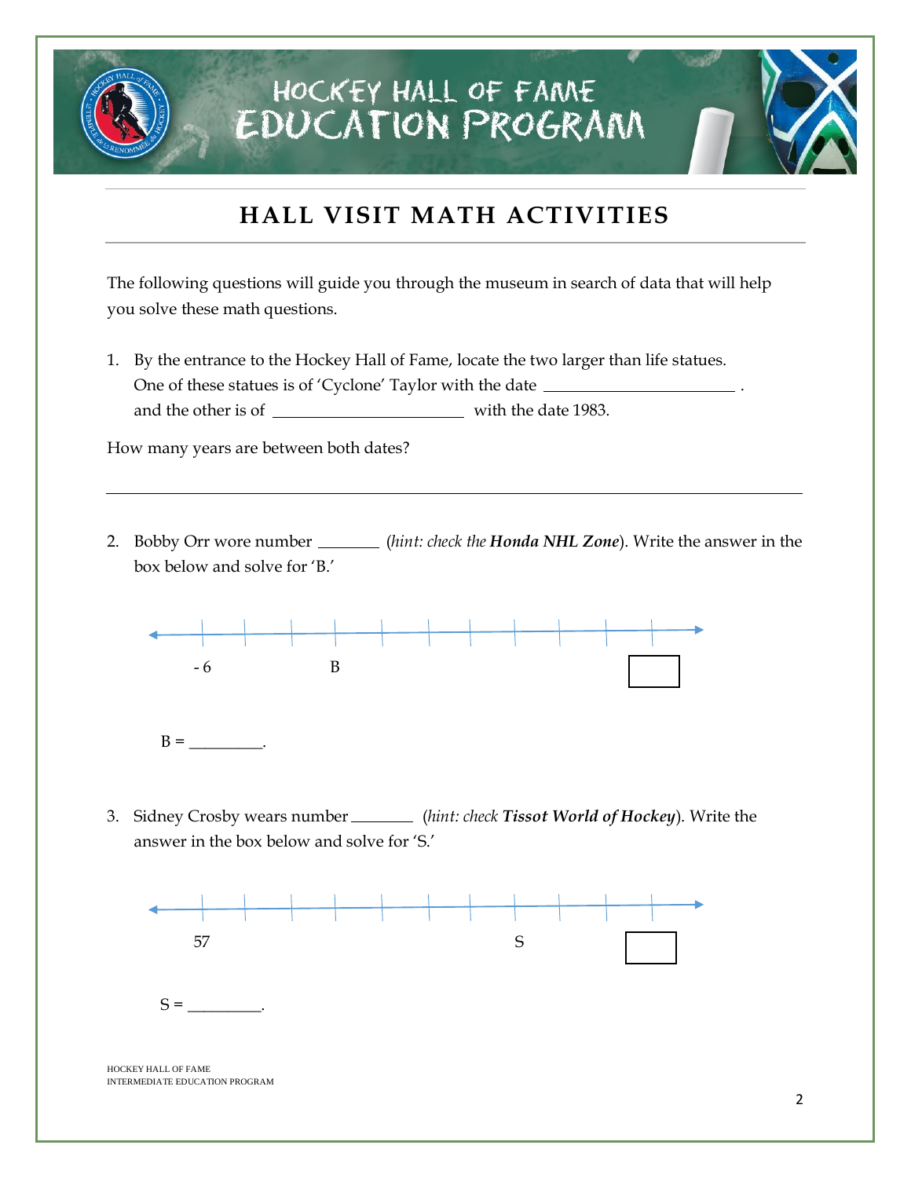# HALL VISIT MATH ACTIVITIES

The following questions will guide you through the museum in search of data that will help you solve these math questions.

1. By the entrance to the Hockey Hall of Fame, locate the two larger than life statues. One of these statues is of 'Cyclone' Taylor with the date ______________________ . and the other is of ______________________ with the date 1983.

How many years are between both dates?

______________________________________________________________________________

2. Bobby Orr wore number _______ (*hint: check the* ***Honda NHL Zone***). Write the answer in the box below and solve for 'B.'

- 6
B

B = _________.

3. Sidney Crosby wears number _______ (*hint: check* ***Tissot World of Hockey***). Write the answer in the box below and solve for 'S.'

57
S

S = _________.

HOCKEY HALL OF FAME
INTERMEDIATE EDUCATION PROGRAM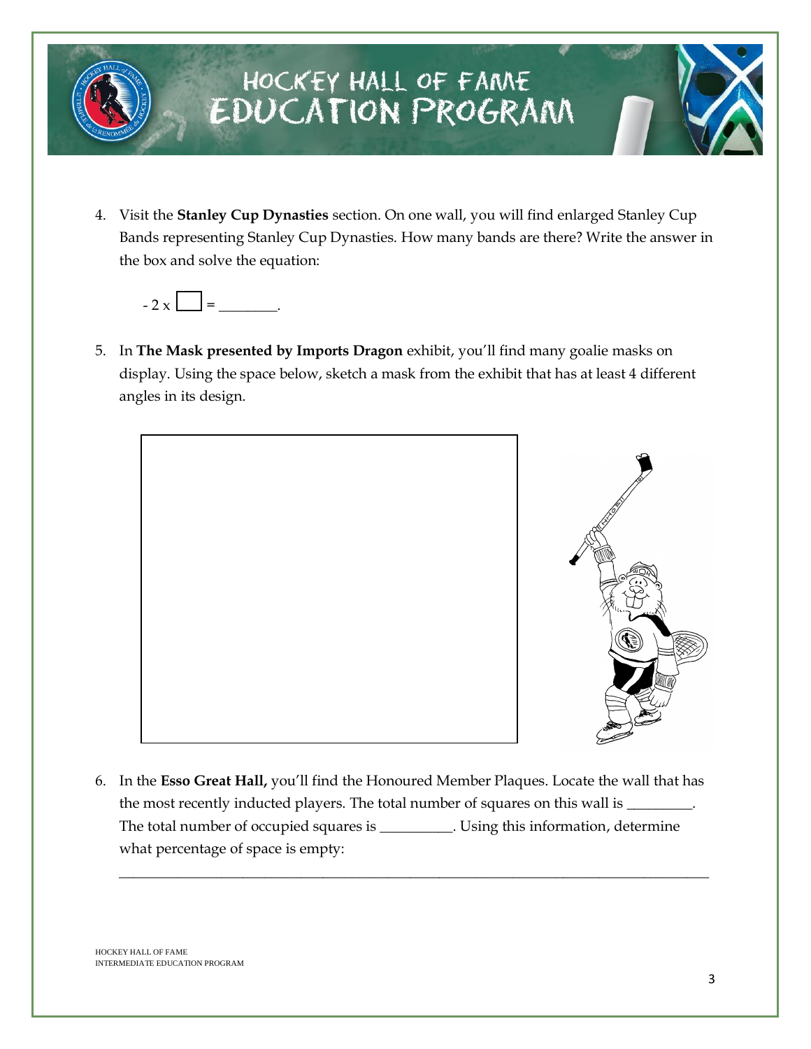4. Visit the **Stanley Cup Dynasties** section. On one wall, you will find enlarged Stanley Cup Bands representing Stanley Cup Dynasties. How many bands are there? Write the answer in the box and solve the equation:

   - 2 x ☐ = ________.

5. In **The Mask presented by Imports Dragon** exhibit, you'll find many goalie masks on display. Using the space below, sketch a mask from the exhibit that has at least 4 different angles in its design.

6. In the **Esso Great Hall,** you'll find the Honoured Member Plaques. Locate the wall that has the most recently inducted players. The total number of squares on this wall is _________. The total number of occupied squares is __________. Using this information, determine what percentage of space is empty:

   ______________________________________________________________________________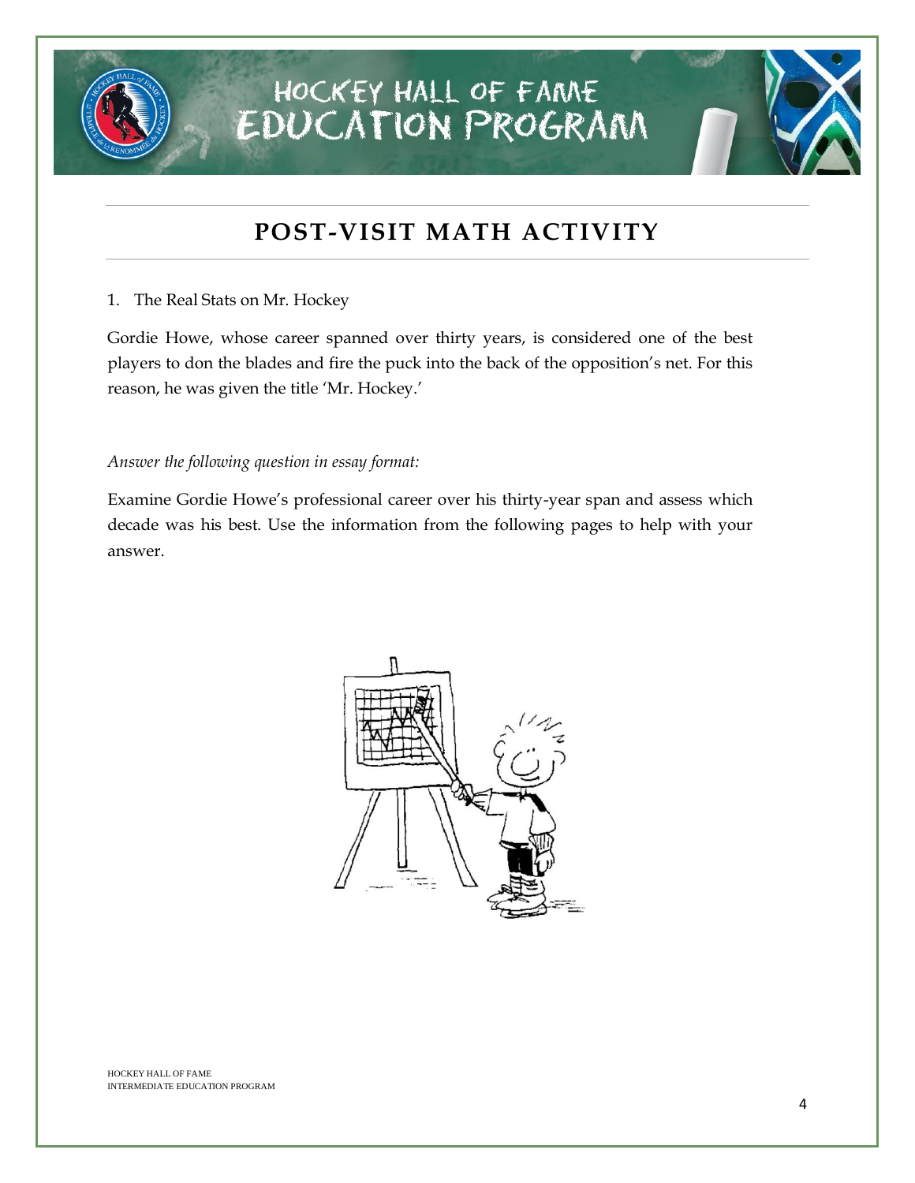## POST-VISIT MATH ACTIVITY

1. The Real Stats on Mr. Hockey

Gordie Howe, whose career spanned over thirty years, is considered one of the best players to don the blades and fire the puck into the back of the opposition's net. For this reason, he was given the title 'Mr. Hockey.'

*Answer the following question in essay format:*

Examine Gordie Howe's professional career over his thirty-year span and assess which decade was his best. Use the information from the following pages to help with your answer.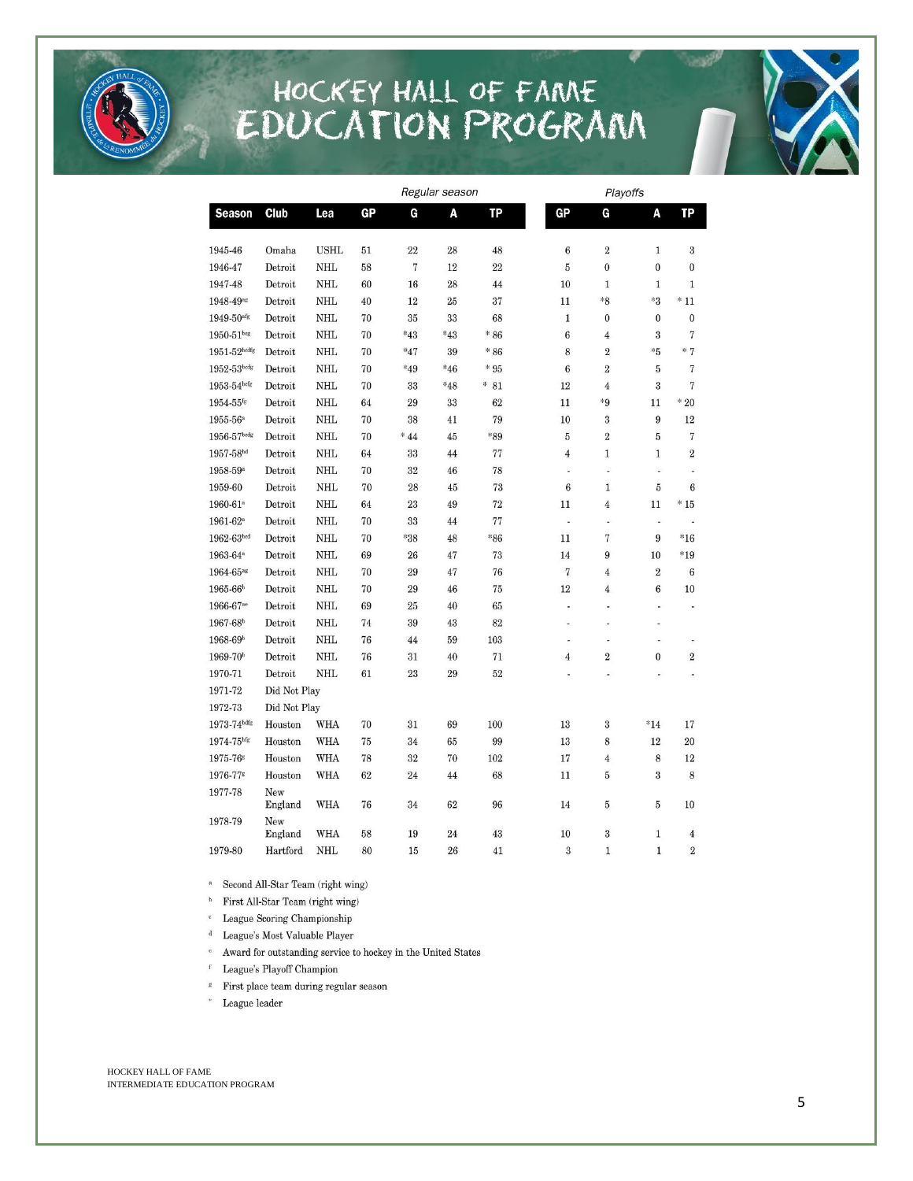| | | | Regular season | | | | Playoffs | | | |
|---|---|---|---|---|---|---|---|---|---|---|
| Season | Club | Lea | GP | G | A | TP | GP | G | A | TP |
| 1945-46 | Omaha | USHL | 51 | 22 | 28 | 48 | 6 | 2 | 1 | 3 |
| 1946-47 | Detroit | NHL | 58 | 7 | 12 | 22 | 5 | 0 | 0 | 0 |
| 1947-48 | Detroit | NHL | 60 | 16 | 28 | 44 | 10 | 1 | 1 | 1 |
| 1948-49[ag] | Detroit | NHL | 40 | 12 | 25 | 37 | 11 | *8 | *3 | * 11 |
| 1949-50[afg] | Detroit | NHL | 70 | 35 | 33 | 68 | 1 | 0 | 0 | 0 |
| 1950-51[bcg] | Detroit | NHL | 70 | *43 | *43 | * 86 | 6 | 4 | 3 | 7 |
| 1951-52[bcdfg] | Detroit | NHL | 70 | *47 | 39 | * 86 | 8 | 2 | *5 | * 7 |
| 1952-53[bcdg] | Detroit | NHL | 70 | *49 | *46 | * 95 | 6 | 2 | 5 | 7 |
| 1953-54[bcfg] | Detroit | NHL | 70 | 33 | *48 | * 81 | 12 | 4 | 3 | 7 |
| 1954-55[fg] | Detroit | NHL | 64 | 29 | 33 | 62 | 11 | *9 | 11 | * 20 |
| 1955-56[a] | Detroit | NHL | 70 | 38 | 41 | 79 | 10 | 3 | 9 | 12 |
| 1956-57[bcdg] | Detroit | NHL | 70 | * 44 | 45 | *89 | 5 | 2 | 5 | 7 |
| 1957-58[bd] | Detroit | NHL | 64 | 33 | 44 | 77 | 4 | 1 | 1 | 2 |
| 1958-59[a] | Detroit | NHL | 70 | 32 | 46 | 78 | - | - | - | - |
| 1959-60 | Detroit | NHL | 70 | 28 | 45 | 73 | 6 | 1 | 5 | 6 |
| 1960-61[a] | Detroit | NHL | 64 | 23 | 49 | 72 | 11 | 4 | 11 | * 15 |
| 1961-62[a] | Detroit | NHL | 70 | 33 | 44 | 77 | - | - | - | - |
| 1962-63[bcd] | Detroit | NHL | 70 | *38 | 48 | *86 | 11 | 7 | 9 | *16 |
| 1963-64[a] | Detroit | NHL | 69 | 26 | 47 | 73 | 14 | 9 | 10 | *19 |
| 1964-65[ag] | Detroit | NHL | 70 | 29 | 47 | 76 | 7 | 4 | 2 | 6 |
| 1965-66[b] | Detroit | NHL | 70 | 29 | 46 | 75 | 12 | 4 | 6 | 10 |
| 1966-67[ae] | Detroit | NHL | 69 | 25 | 40 | 65 | - | - | - | - |
| 1967-68[b] | Detroit | NHL | 74 | 39 | 43 | 82 | - | - | - | |
| 1968-69[b] | Detroit | NHL | 76 | 44 | 59 | 103 | - | - | - | - |
| 1969-70[b] | Detroit | NHL | 76 | 31 | 40 | 71 | 4 | 2 | 0 | 2 |
| 1970-71 | Detroit | NHL | 61 | 23 | 29 | 52 | - | - | - | - |
| 1971-72 | Did Not Play | | | | | | | | | |
| 1972-73 | Did Not Play | | | | | | | | | |
| 1973-74[bdfg] | Houston | WHA | 70 | 31 | 69 | 100 | 13 | 3 | *14 | 17 |
| 1974-75[bfg] | Houston | WHA | 75 | 34 | 65 | 99 | 13 | 8 | 12 | 20 |
| 1975-76[g] | Houston | WHA | 78 | 32 | 70 | 102 | 17 | 4 | 8 | 12 |
| 1976-77[g] | Houston | WHA | 62 | 24 | 44 | 68 | 11 | 5 | 3 | 8 |
| 1977-78 | New England | WHA | 76 | 34 | 62 | 96 | 14 | 5 | 5 | 10 |
| 1978-79 | New England | WHA | 58 | 19 | 24 | 43 | 10 | 3 | 1 | 4 |
| 1979-80 | Hartford | NHL | 80 | 15 | 26 | 41 | 3 | 1 | 1 | 2 |

[a] Second All-Star Team (right wing)

[b] First All-Star Team (right wing)

[c] League Scoring Championship

[d] League's Most Valuable Player

[e] Award for outstanding service to hockey in the United States

[f] League's Playoff Champion

[g] First place team during regular season

[*] League leader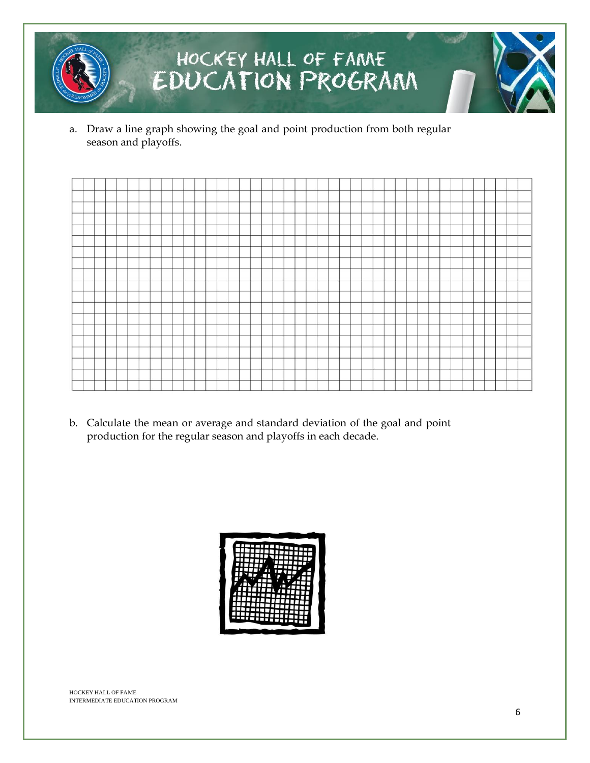a. Draw a line graph showing the goal and point production from both regular season and playoffs.

b. Calculate the mean or average and standard deviation of the goal and point production for the regular season and playoffs in each decade.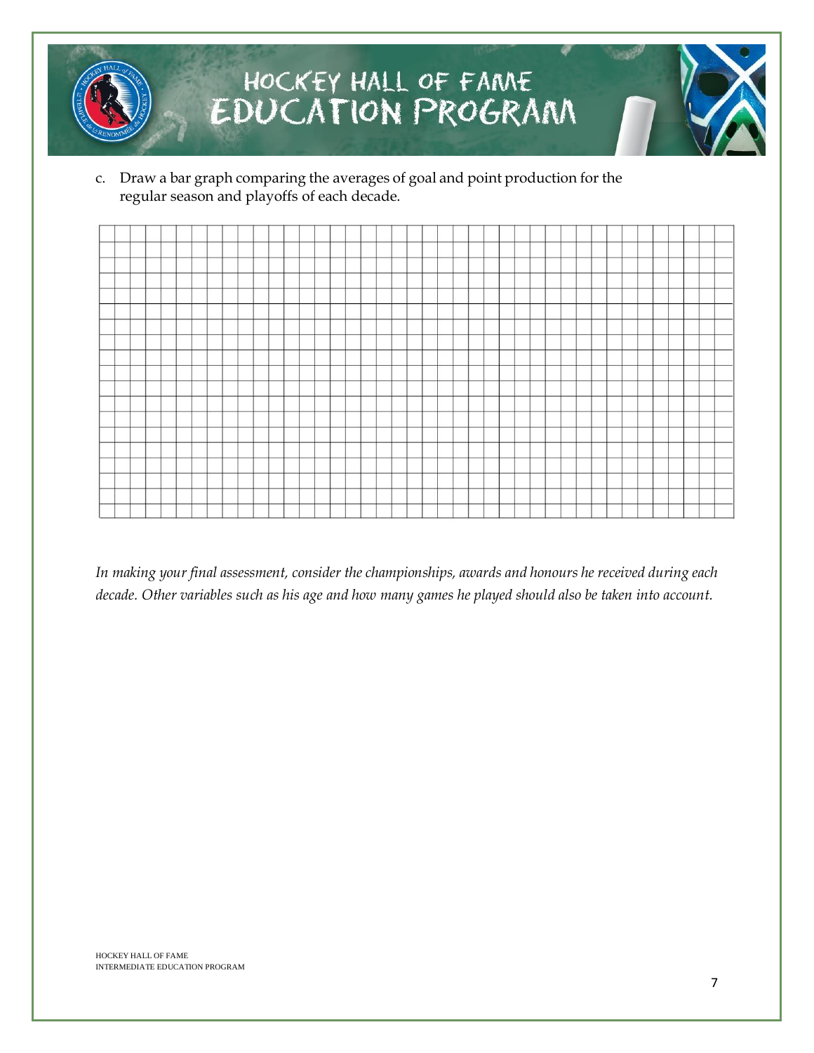c. Draw a bar graph comparing the averages of goal and point production for the regular season and playoffs of each decade.

*In making your final assessment, consider the championships, awards and honours he received during each decade. Other variables such as his age and how many games he played should also be taken into account.*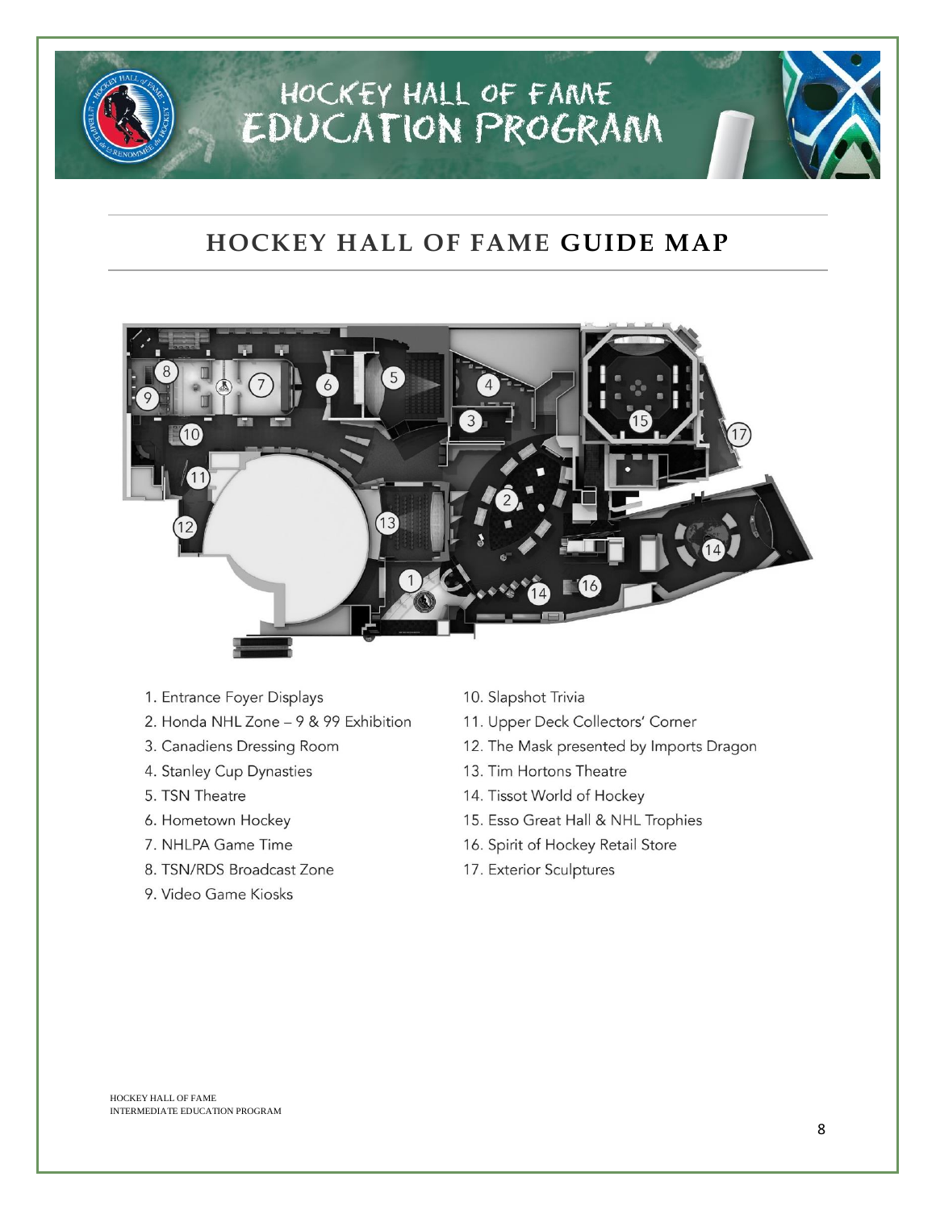## HOCKEY HALL OF FAME GUIDE MAP

1. Entrance Foyer Displays
2. Honda NHL Zone – 9 & 99 Exhibition
3. Canadiens Dressing Room
4. Stanley Cup Dynasties
5. TSN Theatre
6. Hometown Hockey
7. NHLPA Game Time
8. TSN/RDS Broadcast Zone
9. Video Game Kiosks
10. Slapshot Trivia
11. Upper Deck Collectors' Corner
12. The Mask presented by Imports Dragon
13. Tim Hortons Theatre
14. Tissot World of Hockey
15. Esso Great Hall & NHL Trophies
16. Spirit of Hockey Retail Store
17. Exterior Sculptures